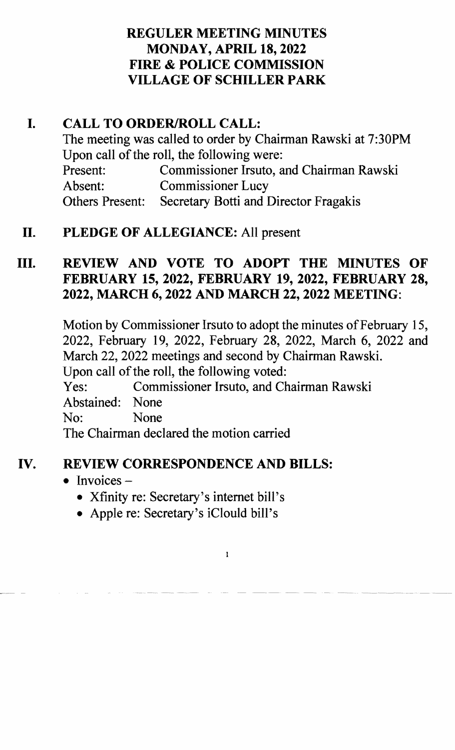# REGULER MEETING MINUTES
# MONDAY, APRIL 18, 2022
# FIRE & POLICE COMMISSION
# VILLAGE OF SCHILLER PARK

## I. CALL TO ORDER/ROLL CALL:

The meeting was called to order by Chairman Rawski at 7:30PM
Upon call of the roll, the following were:

Present: Commissioner Irsuto, and Chairman Rawski
Absent: Commissioner Lucy
Others Present: Secretary Botti and Director Fragakis

## II. PLEDGE OF ALLEGIANCE: All present

## III. REVIEW AND VOTE TO ADOPT THE MINUTES OF FEBRUARY 15, 2022, FEBRUARY 19, 2022, FEBRUARY 28, 2022, MARCH 6, 2022 AND MARCH 22, 2022 MEETING:

Motion by Commissioner Irsuto to adopt the minutes of February 15, 2022, February 19, 2022, February 28, 2022, March 6, 2022 and March 22, 2022 meetings and second by Chairman Rawski.
Upon call of the roll, the following voted:

Yes: Commissioner Irsuto, and Chairman Rawski
Abstained: None
No: None

The Chairman declared the motion carried

## IV. REVIEW CORRESPONDENCE AND BILLS:

- Invoices –
  - Xfinity re: Secretary's internet bill's
  - Apple re: Secretary's iClould bill's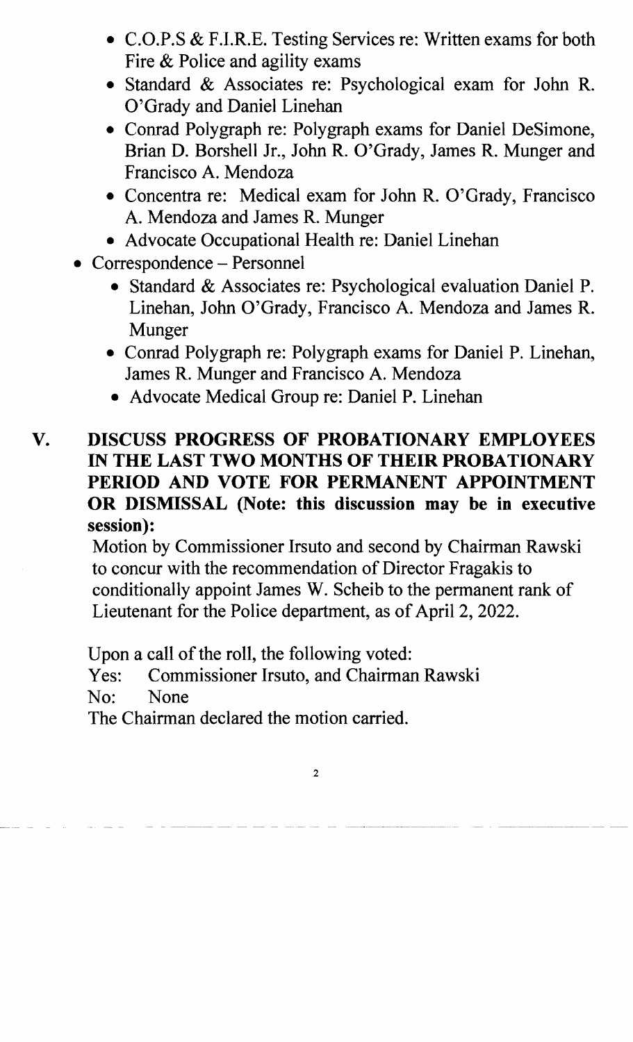- C.O.P.S & F.I.R.E. Testing Services re: Written exams for both Fire & Police and agility exams
- Standard & Associates re: Psychological exam for John R. O'Grady and Daniel Linehan
- Conrad Polygraph re: Polygraph exams for Daniel DeSimone, Brian D. Borshell Jr., John R. O'Grady, James R. Munger and Francisco A. Mendoza
- Concentra re: Medical exam for John R. O'Grady, Francisco A. Mendoza and James R. Munger
- Advocate Occupational Health re: Daniel Linehan

- Correspondence – Personnel
  - Standard & Associates re: Psychological evaluation Daniel P. Linehan, John O'Grady, Francisco A. Mendoza and James R. Munger
  - Conrad Polygraph re: Polygraph exams for Daniel P. Linehan, James R. Munger and Francisco A. Mendoza
  - Advocate Medical Group re: Daniel P. Linehan

## V. DISCUSS PROGRESS OF PROBATIONARY EMPLOYEES IN THE LAST TWO MONTHS OF THEIR PROBATIONARY PERIOD AND VOTE FOR PERMANENT APPOINTMENT OR DISMISSAL (Note: this discussion may be in executive session):

Motion by Commissioner Irsuto and second by Chairman Rawski to concur with the recommendation of Director Fragakis to conditionally appoint James W. Scheib to the permanent rank of Lieutenant for the Police department, as of April 2, 2022.

Upon a call of the roll, the following voted:

Yes: Commissioner Irsuto, and Chairman Rawski

No: None

The Chairman declared the motion carried.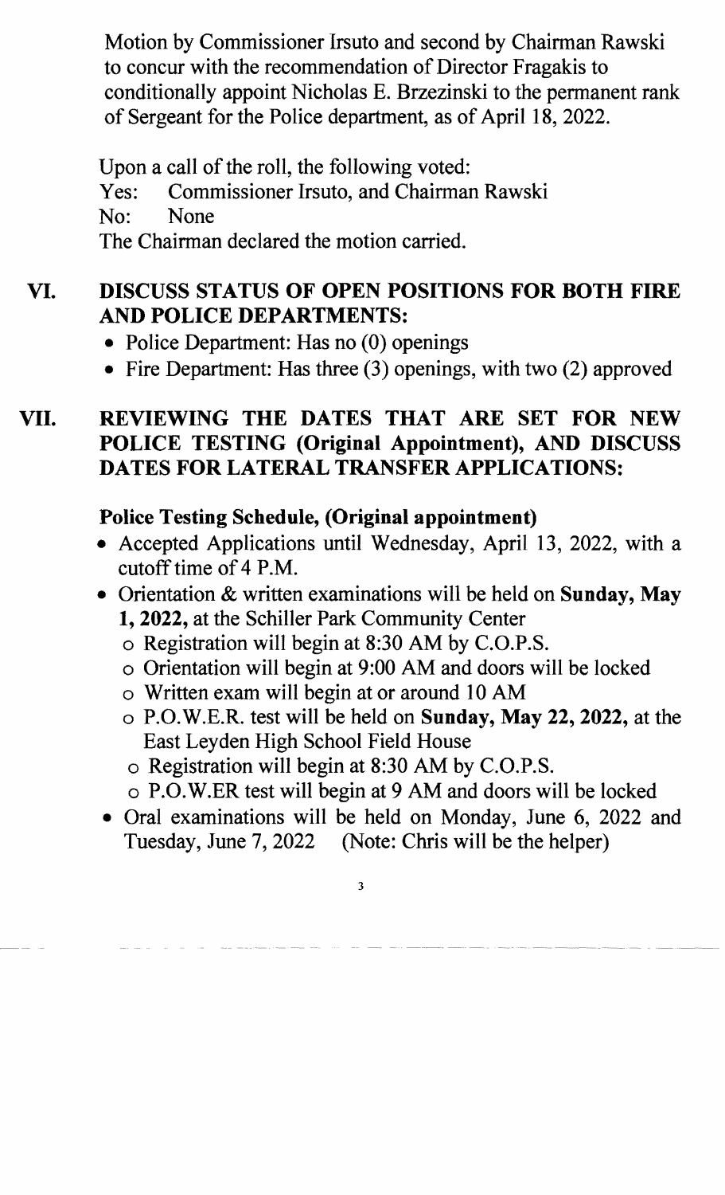Motion by Commissioner Irsuto and second by Chairman Rawski to concur with the recommendation of Director Fragakis to conditionally appoint Nicholas E. Brzezinski to the permanent rank of Sergeant for the Police department, as of April 18, 2022.

Upon a call of the roll, the following voted:
Yes: Commissioner Irsuto, and Chairman Rawski
No: None
The Chairman declared the motion carried.

## VI. DISCUSS STATUS OF OPEN POSITIONS FOR BOTH FIRE AND POLICE DEPARTMENTS:

- Police Department: Has no (0) openings
- Fire Department: Has three (3) openings, with two (2) approved

## VII. REVIEWING THE DATES THAT ARE SET FOR NEW POLICE TESTING (Original Appointment), AND DISCUSS DATES FOR LATERAL TRANSFER APPLICATIONS:

**Police Testing Schedule, (Original appointment)**

- Accepted Applications until Wednesday, April 13, 2022, with a cutoff time of 4 P.M.
- Orientation & written examinations will be held on **Sunday, May 1, 2022,** at the Schiller Park Community Center
  - Registration will begin at 8:30 AM by C.O.P.S.
  - Orientation will begin at 9:00 AM and doors will be locked
  - Written exam will begin at or around 10 AM
  - P.O.W.E.R. test will be held on **Sunday, May 22, 2022,** at the East Leyden High School Field House
  - Registration will begin at 8:30 AM by C.O.P.S.
  - P.O.W.ER test will begin at 9 AM and doors will be locked
- Oral examinations will be held on Monday, June 6, 2022 and Tuesday, June 7, 2022 (Note: Chris will be the helper)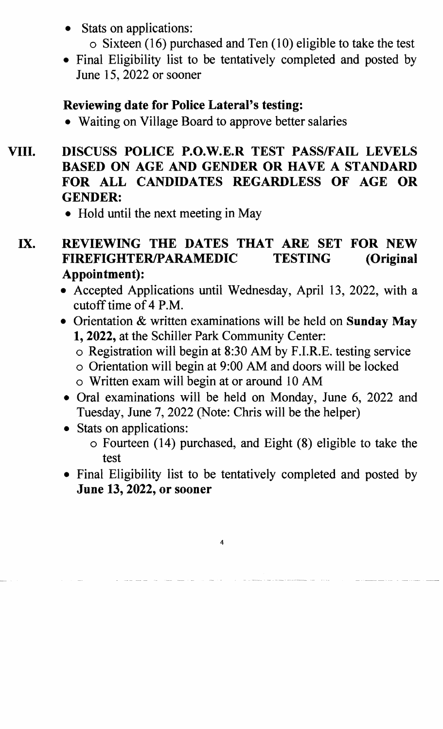- Stats on applications:
  - Sixteen (16) purchased and Ten (10) eligible to take the test
- Final Eligibility list to be tentatively completed and posted by June 15, 2022 or sooner

**Reviewing date for Police Lateral's testing:**

- Waiting on Village Board to approve better salaries

## VIII. DISCUSS POLICE P.O.W.E.R TEST PASS/FAIL LEVELS BASED ON AGE AND GENDER OR HAVE A STANDARD FOR ALL CANDIDATES REGARDLESS OF AGE OR GENDER:

- Hold until the next meeting in May

## IX. REVIEWING THE DATES THAT ARE SET FOR NEW FIREFIGHTER/PARAMEDIC TESTING (Original Appointment):

- Accepted Applications until Wednesday, April 13, 2022, with a cutoff time of 4 P.M.
- Orientation & written examinations will be held on **Sunday May 1, 2022,** at the Schiller Park Community Center:
  - Registration will begin at 8:30 AM by F.I.R.E. testing service
  - Orientation will begin at 9:00 AM and doors will be locked
  - Written exam will begin at or around 10 AM
- Oral examinations will be held on Monday, June 6, 2022 and Tuesday, June 7, 2022 (Note: Chris will be the helper)
- Stats on applications:
  - Fourteen (14) purchased, and Eight (8) eligible to take the test
- Final Eligibility list to be tentatively completed and posted by **June 13, 2022, or sooner**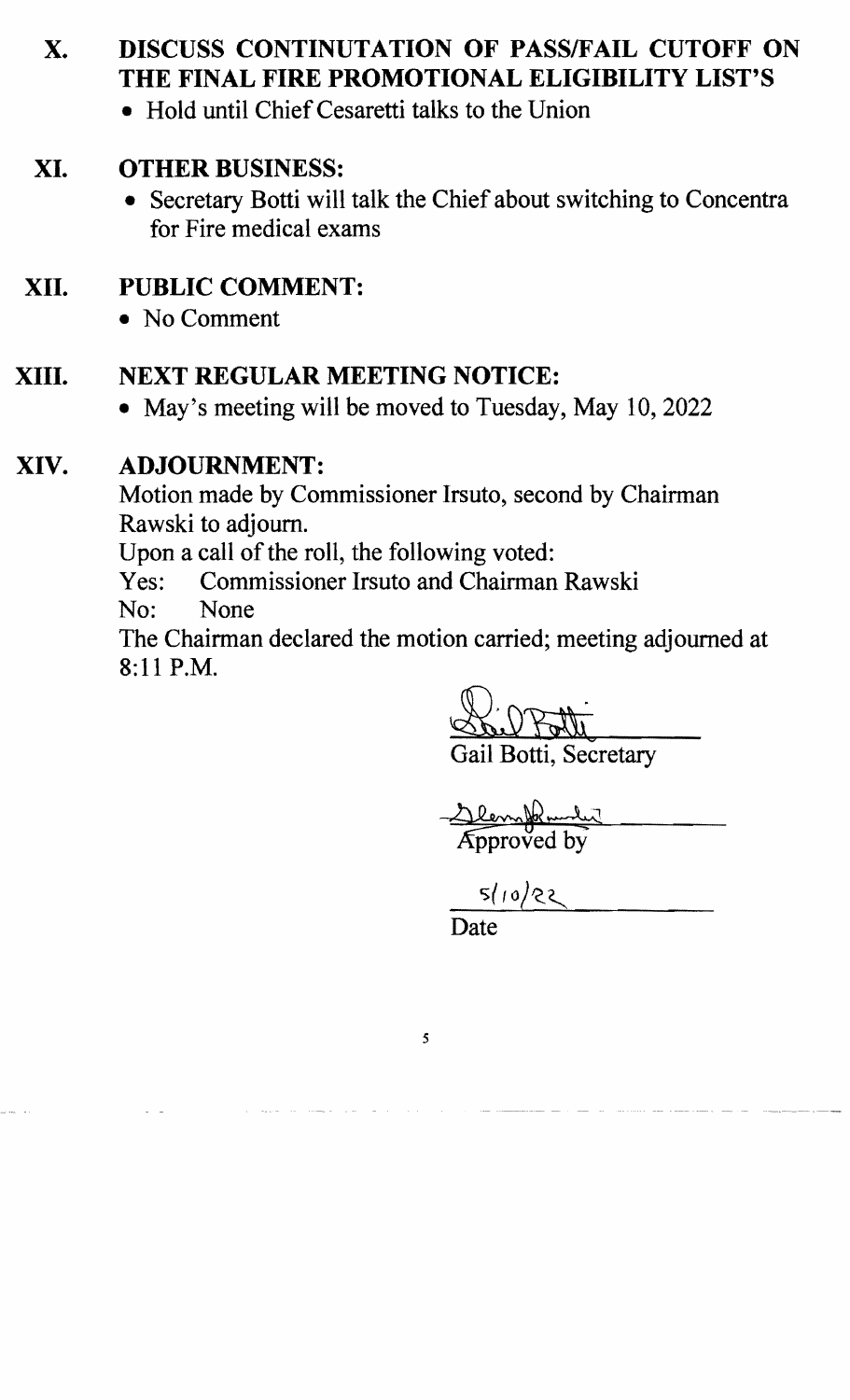## X. DISCUSS CONTINUTATION OF PASS/FAIL CUTOFF ON THE FINAL FIRE PROMOTIONAL ELIGIBILITY LIST'S

- Hold until Chief Cesaretti talks to the Union

## XI. OTHER BUSINESS:

- Secretary Botti will talk the Chief about switching to Concentra for Fire medical exams

## XII. PUBLIC COMMENT:

- No Comment

## XIII. NEXT REGULAR MEETING NOTICE:

- May's meeting will be moved to Tuesday, May 10, 2022

## XIV. ADJOURNMENT:

Motion made by Commissioner Irsuto, second by Chairman Rawski to adjourn.

Upon a call of the roll, the following voted:

Yes: Commissioner Irsuto and Chairman Rawski

No: None

The Chairman declared the motion carried; meeting adjourned at 8:11 P.M.

Gail Botti, Secretary

Approved by

5/10/22

Date